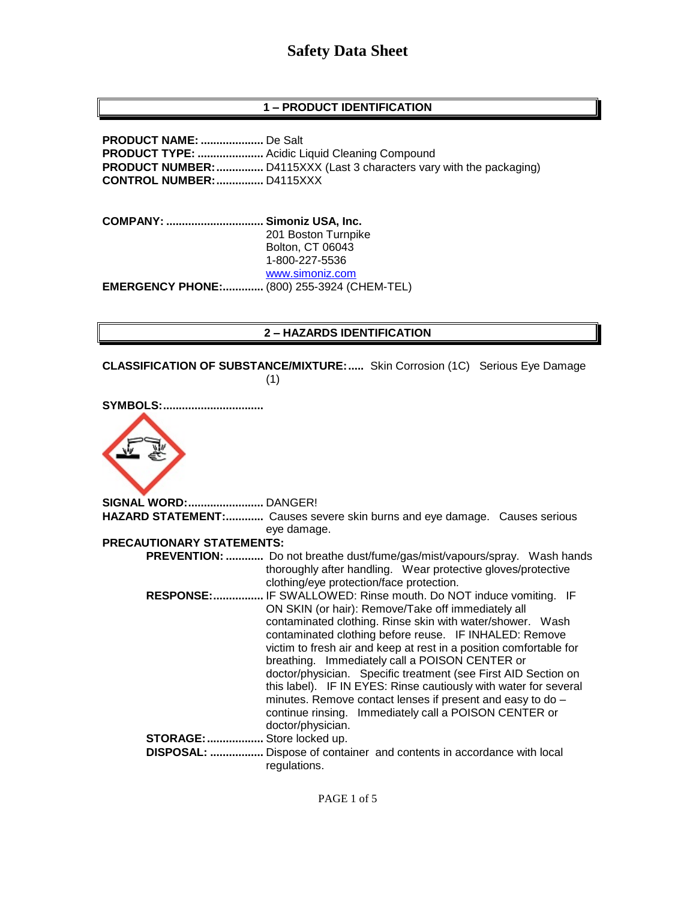# Safety Data Sheet

## 1 – PRODUCT IDENTIFICATION

**PRODUCT NAME:** .................... De Salt
**PRODUCT TYPE:** ..................... Acidic Liquid Cleaning Compound
**PRODUCT NUMBER:** ............... D4115XXX (Last 3 characters vary with the packaging)
**CONTROL NUMBER:** ............... D4115XXX

**COMPANY:** ............................... **Simoniz USA, Inc.**
201 Boston Turnpike
Bolton, CT 06043
1-800-227-5536
www.simoniz.com
**EMERGENCY PHONE:** ............. (800) 255-3924 (CHEM-TEL)

## 2 – HAZARDS IDENTIFICATION

**CLASSIFICATION OF SUBSTANCE/MIXTURE:** ..... Skin Corrosion (1C) Serious Eye Damage (1)

**SYMBOLS:** ................................

**SIGNAL WORD:** ........................ DANGER!
**HAZARD STATEMENT:** ............ Causes severe skin burns and eye damage. Causes serious eye damage.
**PRECAUTIONARY STATEMENTS:**

- **PREVENTION:** ............ Do not breathe dust/fume/gas/mist/vapours/spray. Wash hands thoroughly after handling. Wear protective gloves/protective clothing/eye protection/face protection.
- **RESPONSE:** ................ IF SWALLOWED: Rinse mouth. Do NOT induce vomiting. IF ON SKIN (or hair): Remove/Take off immediately all contaminated clothing. Rinse skin with water/shower. Wash contaminated clothing before reuse. IF INHALED: Remove victim to fresh air and keep at rest in a position comfortable for breathing. Immediately call a POISON CENTER or doctor/physician. Specific treatment (see First AID Section on this label). IF IN EYES: Rinse cautiously with water for several minutes. Remove contact lenses if present and easy to do – continue rinsing. Immediately call a POISON CENTER or doctor/physician.
- **STORAGE:** .................. Store locked up.
- **DISPOSAL:** ................. Dispose of container and contents in accordance with local regulations.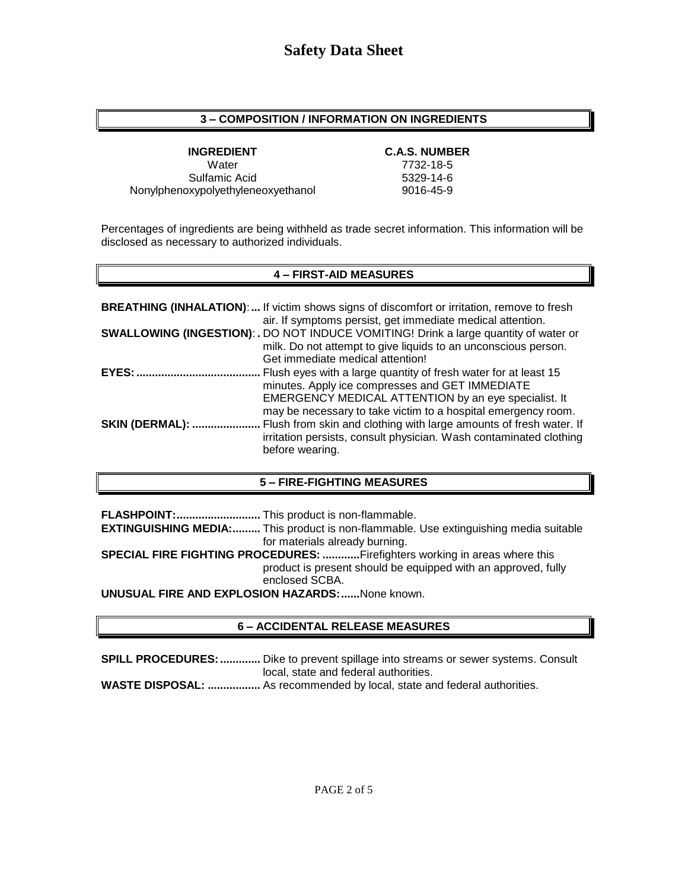# Safety Data Sheet

## 3 – COMPOSITION / INFORMATION ON INGREDIENTS

| INGREDIENT | C.A.S. NUMBER |
|---|---|
| Water | 7732-18-5 |
| Sulfamic Acid | 5329-14-6 |
| Nonylphenoxypolyethyleneoxyethanol | 9016-45-9 |

Percentages of ingredients are being withheld as trade secret information. This information will be disclosed as necessary to authorized individuals.

## 4 – FIRST-AID MEASURES

**BREATHING (INHALATION):...** If victim shows signs of discomfort or irritation, remove to fresh air. If symptoms persist, get immediate medical attention.

**SWALLOWING (INGESTION):.** DO NOT INDUCE VOMITING! Drink a large quantity of water or milk. Do not attempt to give liquids to an unconscious person. Get immediate medical attention!

**EYES:......................................** Flush eyes with a large quantity of fresh water for at least 15 minutes. Apply ice compresses and GET IMMEDIATE EMERGENCY MEDICAL ATTENTION by an eye specialist. It may be necessary to take victim to a hospital emergency room.

**SKIN (DERMAL): ......................** Flush from skin and clothing with large amounts of fresh water. If irritation persists, consult physician. Wash contaminated clothing before wearing.

## 5 – FIRE-FIGHTING MEASURES

**FLASHPOINT:...........................** This product is non-flammable.

**EXTINGUISHING MEDIA:.........** This product is non-flammable. Use extinguishing media suitable for materials already burning.

**SPECIAL FIRE FIGHTING PROCEDURES: ............**Firefighters working in areas where this product is present should be equipped with an approved, fully enclosed SCBA.

**UNUSUAL FIRE AND EXPLOSION HAZARDS:......**None known.

## 6 – ACCIDENTAL RELEASE MEASURES

**SPILL PROCEDURES:.............** Dike to prevent spillage into streams or sewer systems. Consult local, state and federal authorities.

**WASTE DISPOSAL: .................** As recommended by local, state and federal authorities.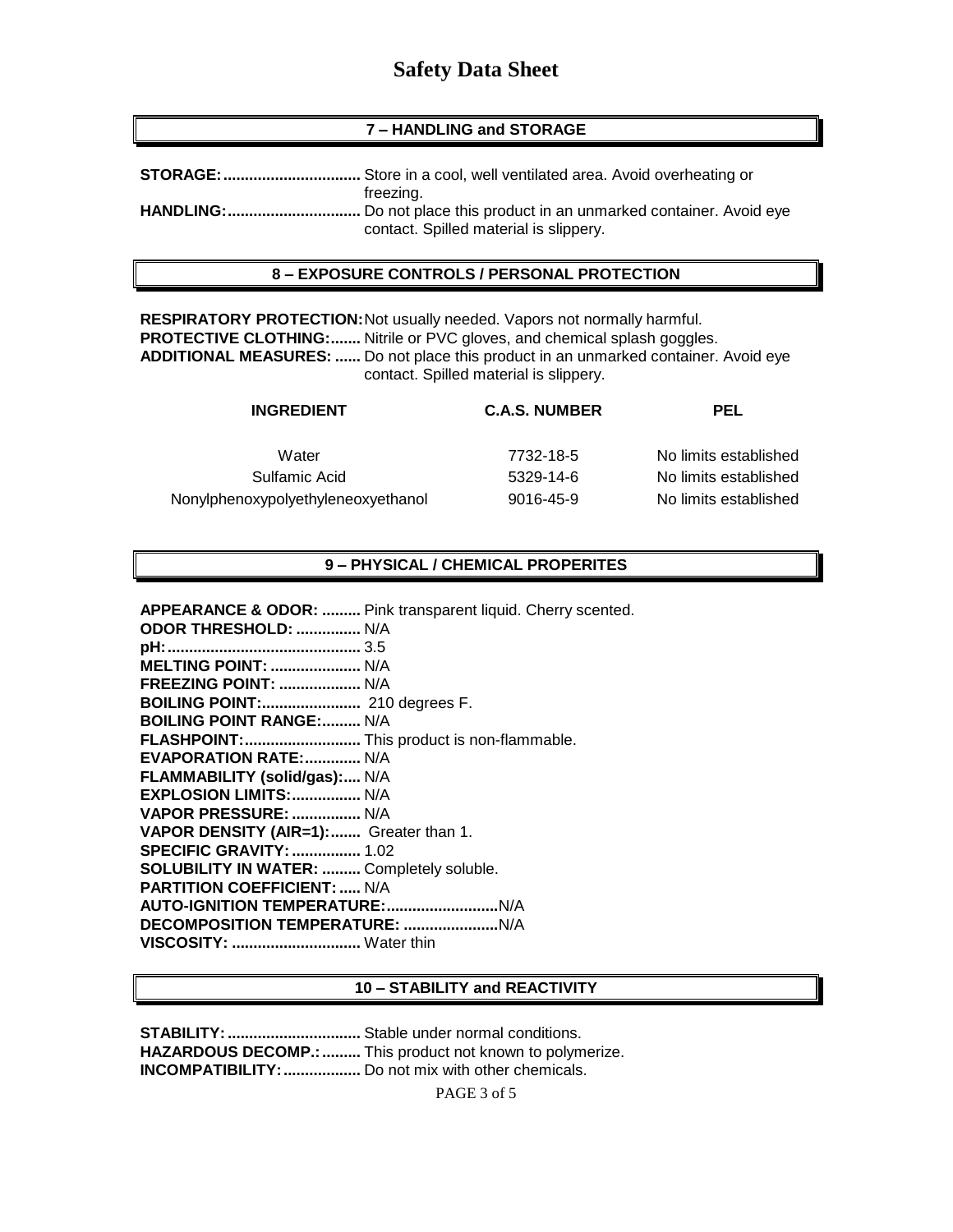# Safety Data Sheet

## 7 – HANDLING and STORAGE

**STORAGE:................................** Store in a cool, well ventilated area. Avoid overheating or freezing.

**HANDLING:...............................** Do not place this product in an unmarked container. Avoid eye contact. Spilled material is slippery.

## 8 – EXPOSURE CONTROLS / PERSONAL PROTECTION

**RESPIRATORY PROTECTION:** Not usually needed. Vapors not normally harmful.

**PROTECTIVE CLOTHING:.......** Nitrile or PVC gloves, and chemical splash goggles.

**ADDITIONAL MEASURES: ......** Do not place this product in an unmarked container. Avoid eye contact. Spilled material is slippery.

| INGREDIENT | C.A.S. NUMBER | PEL |
|---|---|---|
| Water | 7732-18-5 | No limits established |
| Sulfamic Acid | 5329-14-6 | No limits established |
| Nonylphenoxypolyethyleneoxyethanol | 9016-45-9 | No limits established |

## 9 – PHYSICAL / CHEMICAL PROPERITES

**APPEARANCE & ODOR: .........** Pink transparent liquid. Cherry scented.
**ODOR THRESHOLD: ...............** N/A
**pH:............................................** 3.5
**MELTING POINT: ....................** N/A
**FREEZING POINT: ...................** N/A
**BOILING POINT:.......................** 210 degrees F.
**BOILING POINT RANGE:.........** N/A
**FLASHPOINT:...........................** This product is non-flammable.
**EVAPORATION RATE:.............** N/A
**FLAMMABILITY (solid/gas):....** N/A
**EXPLOSION LIMITS:................** N/A
**VAPOR PRESSURE: ................** N/A
**VAPOR DENSITY (AIR=1):.......** Greater than 1.
**SPECIFIC GRAVITY: ................** 1.02
**SOLUBILITY IN WATER: .........** Completely soluble.
**PARTITION COEFFICIENT: .....** N/A
**AUTO-IGNITION TEMPERATURE:..........................** N/A
**DECOMPOSITION TEMPERATURE: ......................** N/A
**VISCOSITY: .............................** Water thin

## 10 – STABILITY and REACTIVITY

**STABILITY: ...............................** Stable under normal conditions.
**HAZARDOUS DECOMP.: .........** This product not known to polymerize.
**INCOMPATIBILITY: ..................** Do not mix with other chemicals.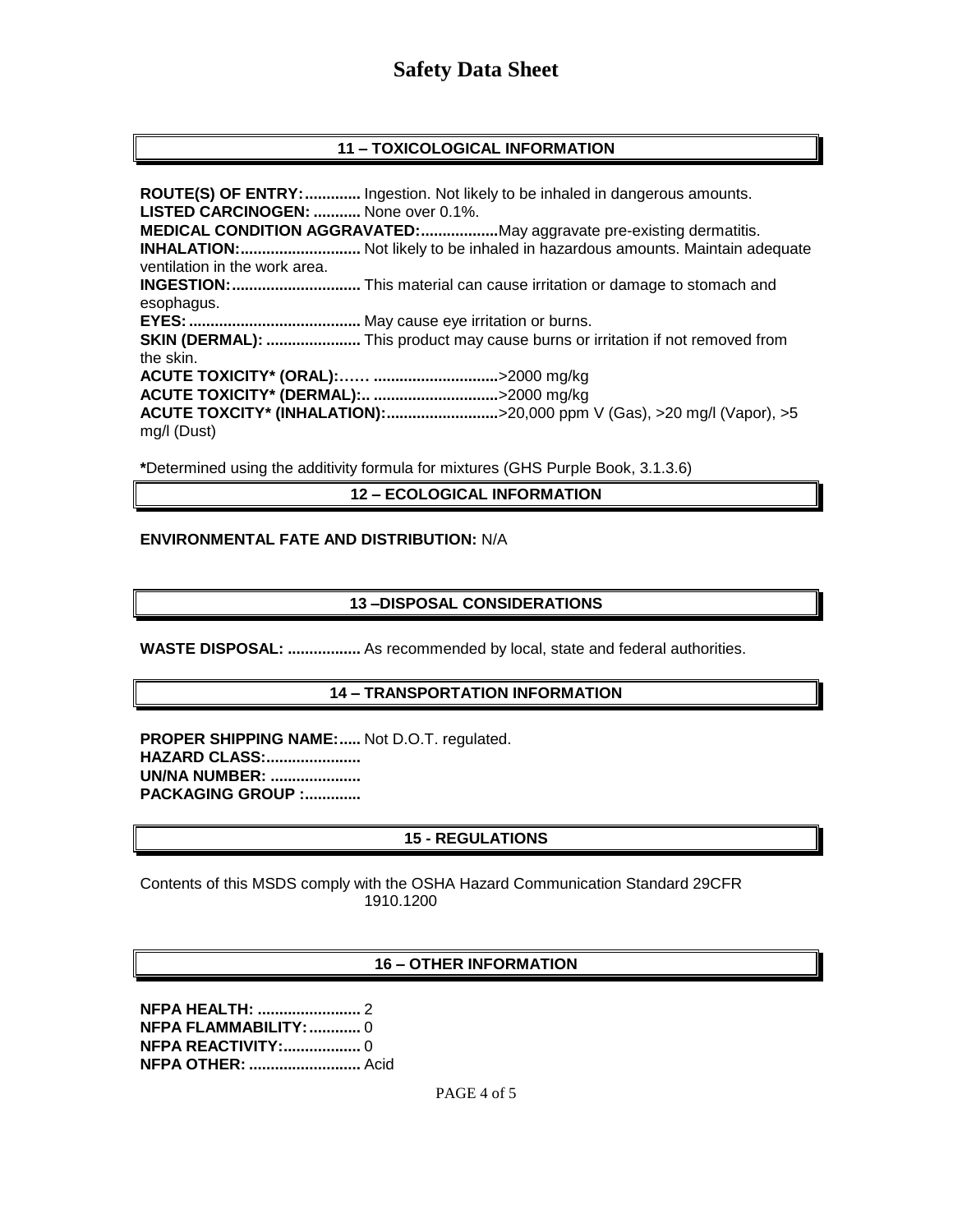# Safety Data Sheet

## 11 – TOXICOLOGICAL INFORMATION

**ROUTE(S) OF ENTRY:.............** Ingestion. Not likely to be inhaled in dangerous amounts.
**LISTED CARCINOGEN: ...........** None over 0.1%.
**MEDICAL CONDITION AGGRAVATED:..................**May aggravate pre-existing dermatitis.
**INHALATION:............................** Not likely to be inhaled in hazardous amounts. Maintain adequate ventilation in the work area.
**INGESTION:..............................** This material can cause irritation or damage to stomach and esophagus.
**EYES:........................................** May cause eye irritation or burns.
**SKIN (DERMAL): ......................** This product may cause burns or irritation if not removed from the skin.
**ACUTE TOXICITY* (ORAL):…… ............................**>2000 mg/kg
**ACUTE TOXICITY* (DERMAL):.. ............................**>2000 mg/kg
**ACUTE TOXCITY* (INHALATION):..........................**>20,000 ppm V (Gas), >20 mg/l (Vapor), >5 mg/l (Dust)

***Determined using the additivity formula for mixtures (GHS Purple Book, 3.1.3.6)

## 12 – ECOLOGICAL INFORMATION

**ENVIRONMENTAL FATE AND DISTRIBUTION:** N/A

## 13 –DISPOSAL CONSIDERATIONS

**WASTE DISPOSAL: .................** As recommended by local, state and federal authorities.

## 14 – TRANSPORTATION INFORMATION

**PROPER SHIPPING NAME:.....** Not D.O.T. regulated.
**HAZARD CLASS:......................**
**UN/NA NUMBER: .....................**
**PACKAGING GROUP :.............**

## 15 - REGULATIONS

Contents of this MSDS comply with the OSHA Hazard Communication Standard 29CFR 1910.1200

## 16 – OTHER INFORMATION

**NFPA HEALTH: ........................** 2
**NFPA FLAMMABILITY:............** 0
**NFPA REACTIVITY:..................** 0
**NFPA OTHER: ..........................** Acid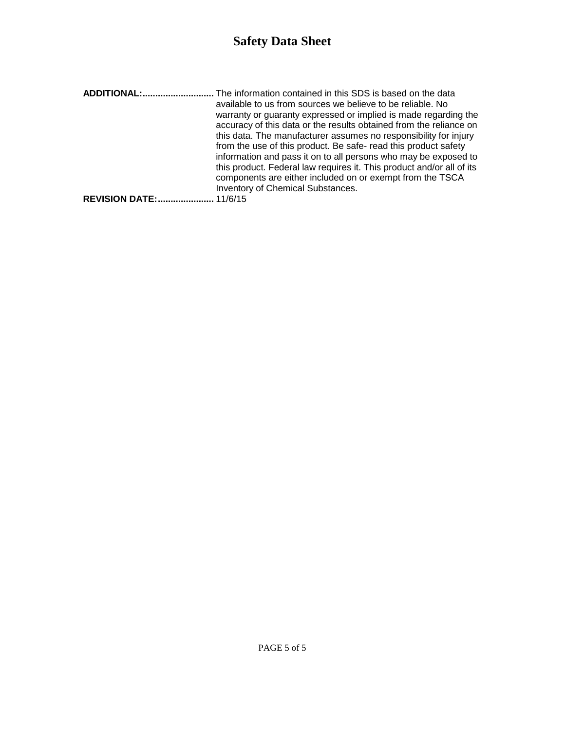# Safety Data Sheet

**ADDITIONAL:............................** The information contained in this SDS is based on the data available to us from sources we believe to be reliable. No warranty or guaranty expressed or implied is made regarding the accuracy of this data or the results obtained from the reliance on this data. The manufacturer assumes no responsibility for injury from the use of this product. Be safe- read this product safety information and pass it on to all persons who may be exposed to this product. Federal law requires it. This product and/or all of its components are either included on or exempt from the TSCA Inventory of Chemical Substances.

**REVISION DATE:......................** 11/6/15